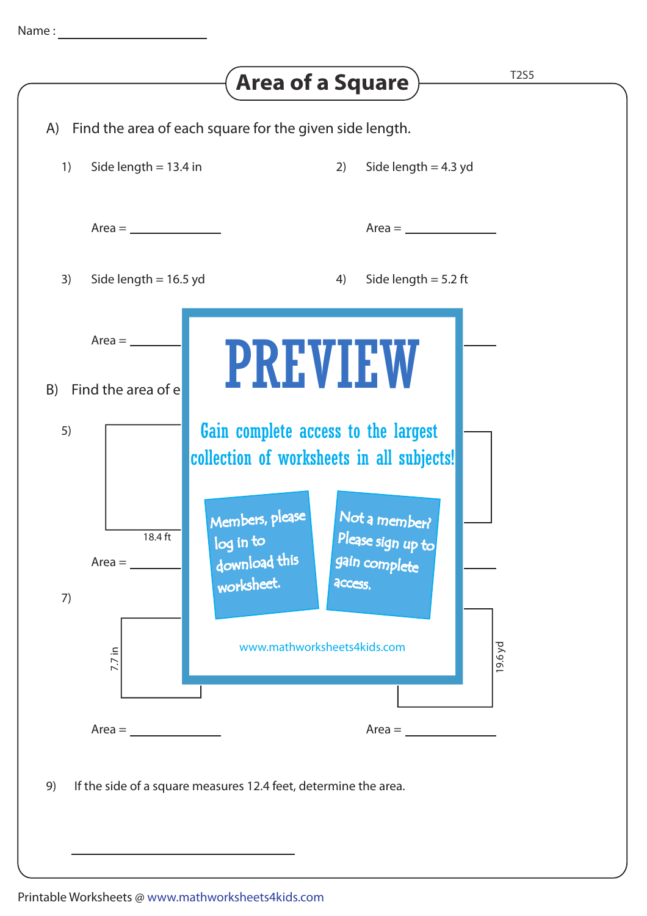Name : ______________

# Area of a Square

T2S5

A) Find the area of each square for the given side length.

1) Side length = 13.4 in

Area = ______________

2) Side length = 4.3 yd

Area = ______________

3) Side length = 16.5 yd

Area = ______________

4) Side length = 5.2 ft

Area = ______________

B) Find the area of e

5)

18.4 ft

Area = ______________

7)

7.7 in

Area = ______________

19.6 yd

Area = ______________

PREVIEW

Gain complete access to the largest collection of worksheets in all subjects!

Members, please log in to download this worksheet.

Not a member? Please sign up to gain complete access.

www.mathworksheets4kids.com

9) If the side of a square measures 12.4 feet, determine the area.

______________

Printable Worksheets @ www.mathworksheets4kids.com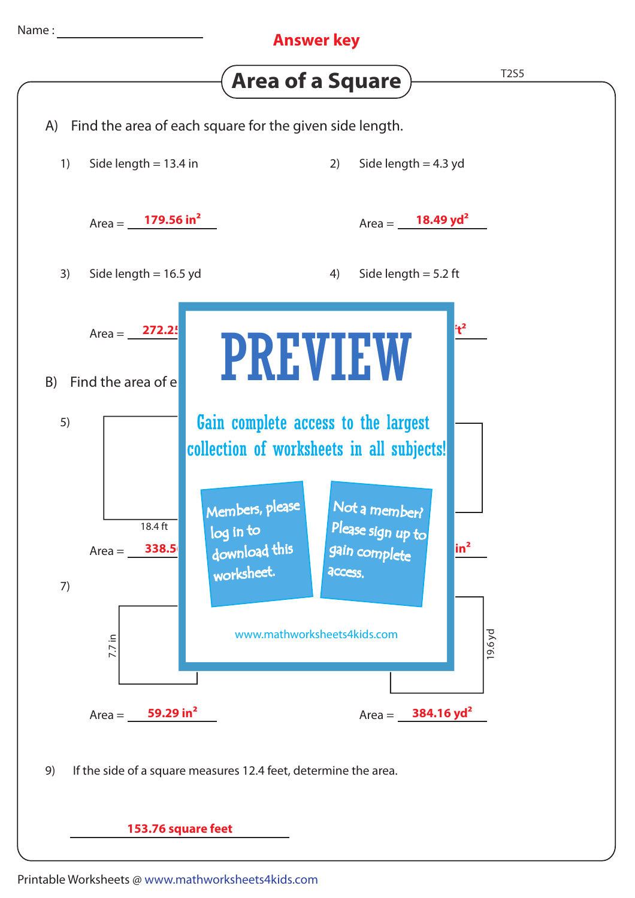Name : ____________________

**Answer key**

# Area of a Square

T2S5

A) Find the area of each square for the given side length.

1) Side length = 13.4 in

Area = **179.56 in²**

2) Side length = 4.3 yd

Area = **18.49 yd²**

3) Side length = 16.5 yd

Area = **272.2**

4) Side length = 5.2 ft

Area = **t²**

B) Find the area of e

5)

18.4 ft

Area = **338.5**

**in²**

7)

7.7 in

Area = **59.29 in²**

19.6 yd

Area = **384.16 yd²**

PREVIEW

Gain complete access to the largest collection of worksheets in all subjects!

Members, please log in to download this worksheet.

Not a member? Please sign up to gain complete access.

www.mathworksheets4kids.com

9) If the side of a square measures 12.4 feet, determine the area.

**153.76 square feet**

Printable Worksheets @ www.mathworksheets4kids.com